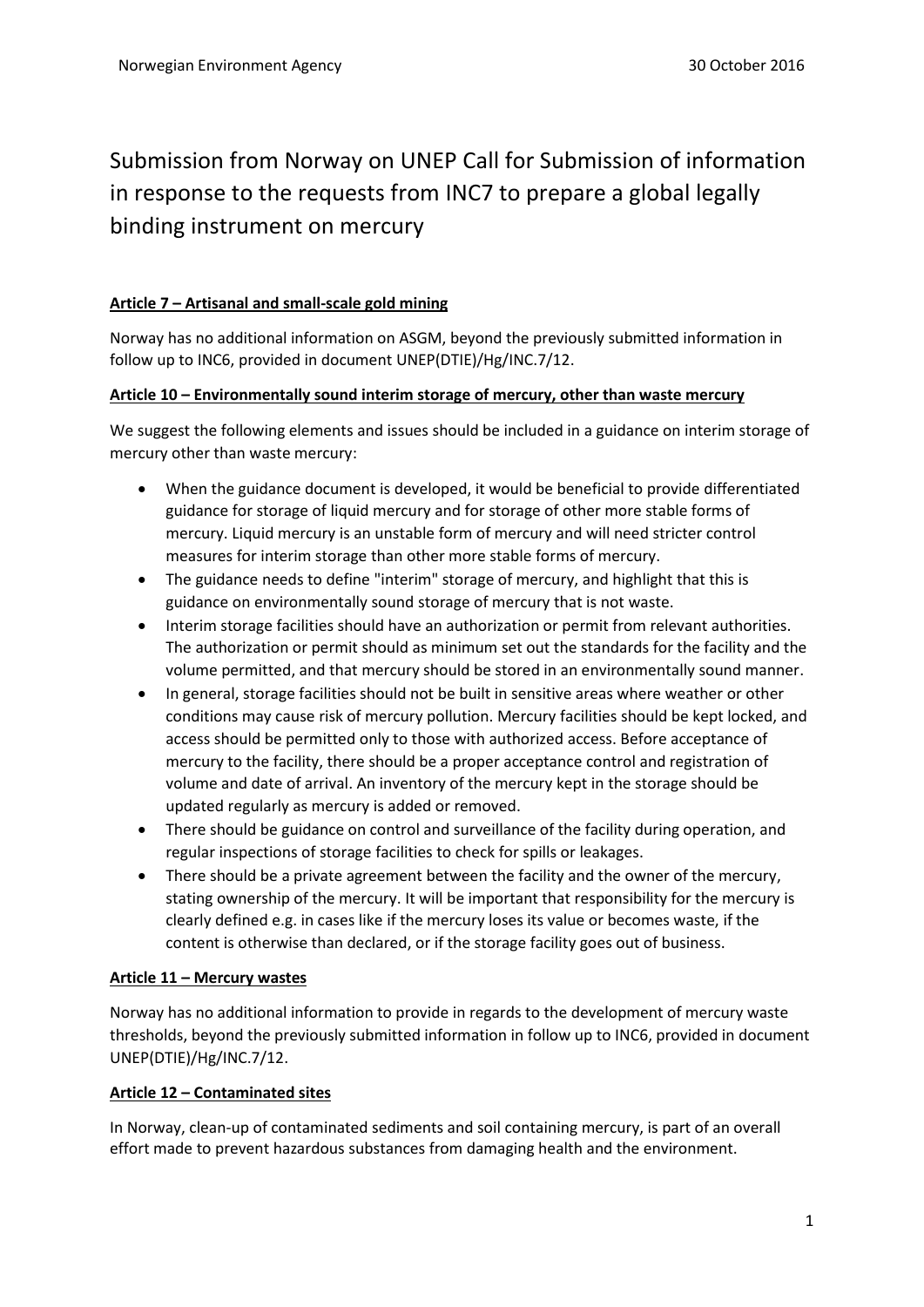# Submission from Norway on UNEP Call for Submission of information in response to the requests from INC7 to prepare a global legally binding instrument on mercury

**Article 7 – Artisanal and small-scale gold mining**

Norway has no additional information on ASGM, beyond the previously submitted information in follow up to INC6, provided in document UNEP(DTIE)/Hg/INC.7/12.

**Article 10 – Environmentally sound interim storage of mercury, other than waste mercury**

We suggest the following elements and issues should be included in a guidance on interim storage of mercury other than waste mercury:

- When the guidance document is developed, it would be beneficial to provide differentiated guidance for storage of liquid mercury and for storage of other more stable forms of mercury. Liquid mercury is an unstable form of mercury and will need stricter control measures for interim storage than other more stable forms of mercury.
- The guidance needs to define "interim" storage of mercury, and highlight that this is guidance on environmentally sound storage of mercury that is not waste.
- Interim storage facilities should have an authorization or permit from relevant authorities. The authorization or permit should as minimum set out the standards for the facility and the volume permitted, and that mercury should be stored in an environmentally sound manner.
- In general, storage facilities should not be built in sensitive areas where weather or other conditions may cause risk of mercury pollution. Mercury facilities should be kept locked, and access should be permitted only to those with authorized access. Before acceptance of mercury to the facility, there should be a proper acceptance control and registration of volume and date of arrival. An inventory of the mercury kept in the storage should be updated regularly as mercury is added or removed.
- There should be guidance on control and surveillance of the facility during operation, and regular inspections of storage facilities to check for spills or leakages.
- There should be a private agreement between the facility and the owner of the mercury, stating ownership of the mercury. It will be important that responsibility for the mercury is clearly defined e.g. in cases like if the mercury loses its value or becomes waste, if the content is otherwise than declared, or if the storage facility goes out of business.

**Article 11 – Mercury wastes**

Norway has no additional information to provide in regards to the development of mercury waste thresholds, beyond the previously submitted information in follow up to INC6, provided in document UNEP(DTIE)/Hg/INC.7/12.

**Article 12 – Contaminated sites**

In Norway, clean-up of contaminated sediments and soil containing mercury, is part of an overall effort made to prevent hazardous substances from damaging health and the environment.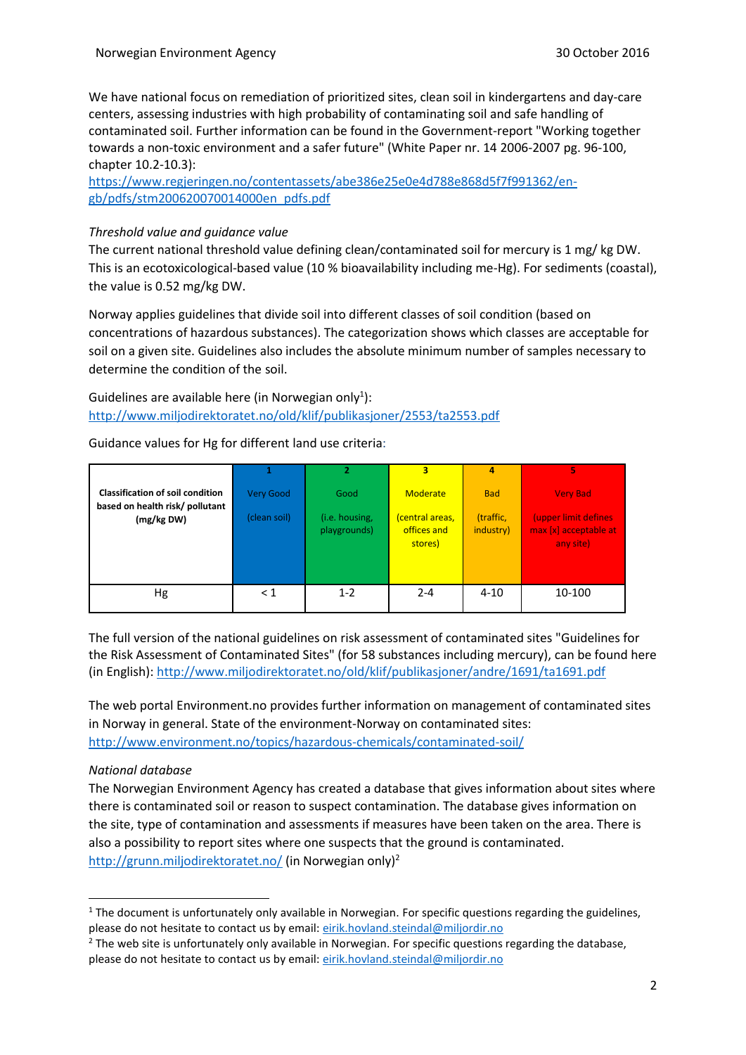We have national focus on remediation of prioritized sites, clean soil in kindergartens and day-care centers, assessing industries with high probability of contaminating soil and safe handling of contaminated soil. Further information can be found in the Government-report "Working together towards a non-toxic environment and a safer future" (White Paper nr. 14 2006-2007 pg. 96-100, chapter 10.2-10.3):
https://www.regjeringen.no/contentassets/abe386e25e0e4d788e868d5f7f991362/en-gb/pdfs/stm200620070014000en_pdfs.pdf

*Threshold value and guidance value*

The current national threshold value defining clean/contaminated soil for mercury is 1 mg/ kg DW. This is an ecotoxicological-based value (10 % bioavailability including me-Hg). For sediments (coastal), the value is 0.52 mg/kg DW.

Norway applies guidelines that divide soil into different classes of soil condition (based on concentrations of hazardous substances). The categorization shows which classes are acceptable for soil on a given site. Guidelines also includes the absolute minimum number of samples necessary to determine the condition of the soil.

Guidelines are available here (in Norwegian only[1]):
http://www.miljodirektoratet.no/old/klif/publikasjoner/2553/ta2553.pdf

Guidance values for Hg for different land use criteria:

| **Classification of soil condition based on health risk/ pollutant (mg/kg DW)** | **1** Very Good (clean soil) | **2** Good (i.e. housing, playgrounds) | **3** Moderate (central areas, offices and stores) | **4** Bad (traffic, industry) | **5** Very Bad (upper limit defines max [x] acceptable at any site) |
|---|---|---|---|---|---|
| Hg | < 1 | 1-2 | 2-4 | 4-10 | 10-100 |

The full version of the national guidelines on risk assessment of contaminated sites "Guidelines for the Risk Assessment of Contaminated Sites" (for 58 substances including mercury), can be found here (in English): http://www.miljodirektoratet.no/old/klif/publikasjoner/andre/1691/ta1691.pdf

The web portal Environment.no provides further information on management of contaminated sites in Norway in general. State of the environment-Norway on contaminated sites:
http://www.environment.no/topics/hazardous-chemicals/contaminated-soil/

*National database*

The Norwegian Environment Agency has created a database that gives information about sites where there is contaminated soil or reason to suspect contamination. The database gives information on the site, type of contamination and assessments if measures have been taken on the area. There is also a possibility to report sites where one suspects that the ground is contaminated.
http://grunn.miljodirektoratet.no/ (in Norwegian only)[2]

---

[1] The document is unfortunately only available in Norwegian. For specific questions regarding the guidelines, please do not hesitate to contact us by email: eirik.hovland.steindal@miljordir.no

[2] The web site is unfortunately only available in Norwegian. For specific questions regarding the database, please do not hesitate to contact us by email: eirik.hovland.steindal@miljordir.no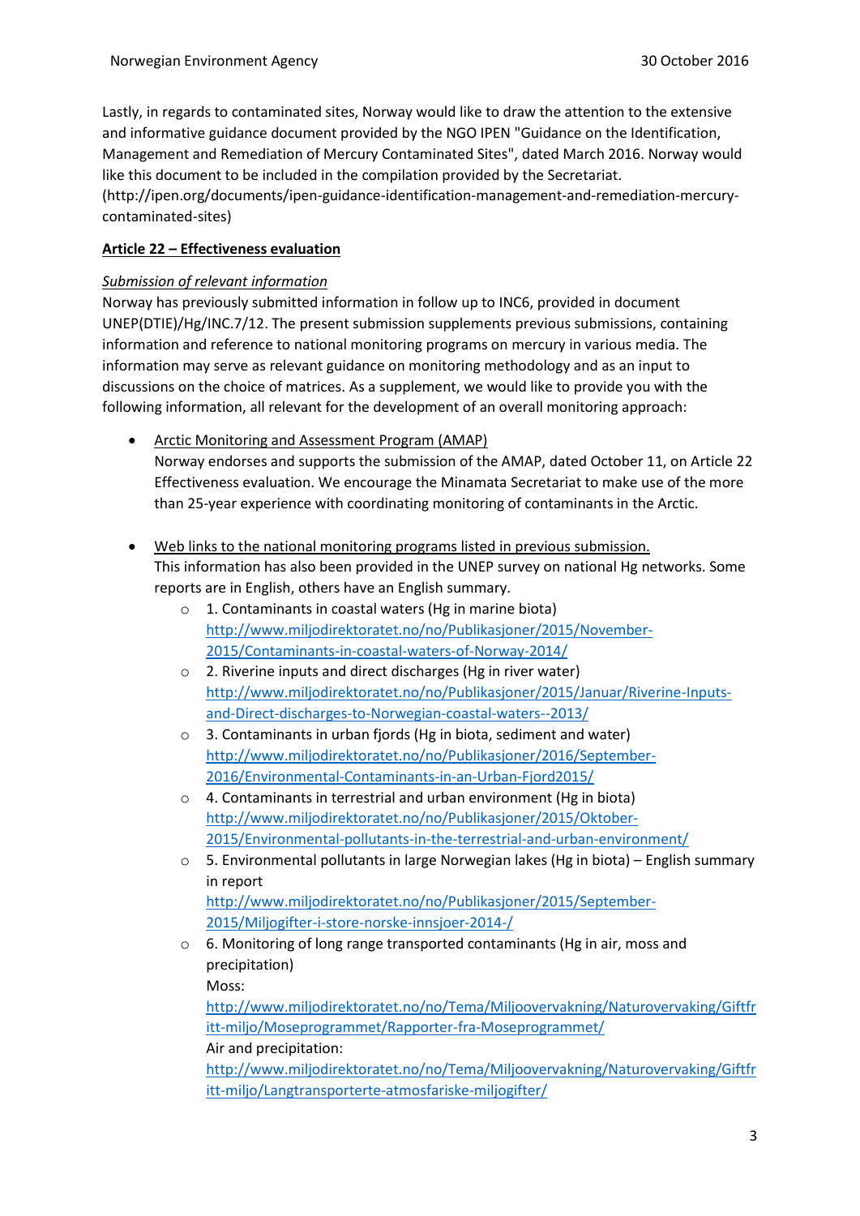Lastly, in regards to contaminated sites, Norway would like to draw the attention to the extensive and informative guidance document provided by the NGO IPEN "Guidance on the Identification, Management and Remediation of Mercury Contaminated Sites", dated March 2016. Norway would like this document to be included in the compilation provided by the Secretariat. (http://ipen.org/documents/ipen-guidance-identification-management-and-remediation-mercury-contaminated-sites)

**Article 22 – Effectiveness evaluation**

*Submission of relevant information*

Norway has previously submitted information in follow up to INC6, provided in document UNEP(DTIE)/Hg/INC.7/12. The present submission supplements previous submissions, containing information and reference to national monitoring programs on mercury in various media. The information may serve as relevant guidance on monitoring methodology and as an input to discussions on the choice of matrices. As a supplement, we would like to provide you with the following information, all relevant for the development of an overall monitoring approach:

- Arctic Monitoring and Assessment Program (AMAP)
  Norway endorses and supports the submission of the AMAP, dated October 11, on Article 22 Effectiveness evaluation. We encourage the Minamata Secretariat to make use of the more than 25-year experience with coordinating monitoring of contaminants in the Arctic.

- Web links to the national monitoring programs listed in previous submission.
  This information has also been provided in the UNEP survey on national Hg networks. Some reports are in English, others have an English summary.
  - 1. Contaminants in coastal waters (Hg in marine biota)
    http://www.miljodirektoratet.no/no/Publikasjoner/2015/November-2015/Contaminants-in-coastal-waters-of-Norway-2014/
  - 2. Riverine inputs and direct discharges (Hg in river water)
    http://www.miljodirektoratet.no/no/Publikasjoner/2015/Januar/Riverine-Inputs-and-Direct-discharges-to-Norwegian-coastal-waters--2013/
  - 3. Contaminants in urban fjords (Hg in biota, sediment and water)
    http://www.miljodirektoratet.no/no/Publikasjoner/2016/September-2016/Environmental-Contaminants-in-an-Urban-Fjord2015/
  - 4. Contaminants in terrestrial and urban environment (Hg in biota)
    http://www.miljodirektoratet.no/no/Publikasjoner/2015/Oktober-2015/Environmental-pollutants-in-the-terrestrial-and-urban-environment/
  - 5. Environmental pollutants in large Norwegian lakes (Hg in biota) – English summary in report
    http://www.miljodirektoratet.no/no/Publikasjoner/2015/September-2015/Miljogifter-i-store-norske-innsjoer-2014-/
  - 6. Monitoring of long range transported contaminants (Hg in air, moss and precipitation)
    Moss:
    http://www.miljodirektoratet.no/no/Tema/Miljoovervakning/Naturovervaking/Giftfritt-miljo/Moseprogrammet/Rapporter-fra-Moseprogrammet/
    Air and precipitation:
    http://www.miljodirektoratet.no/no/Tema/Miljoovervakning/Naturovervaking/Giftfritt-miljo/Langtransporterte-atmosfariske-miljogifter/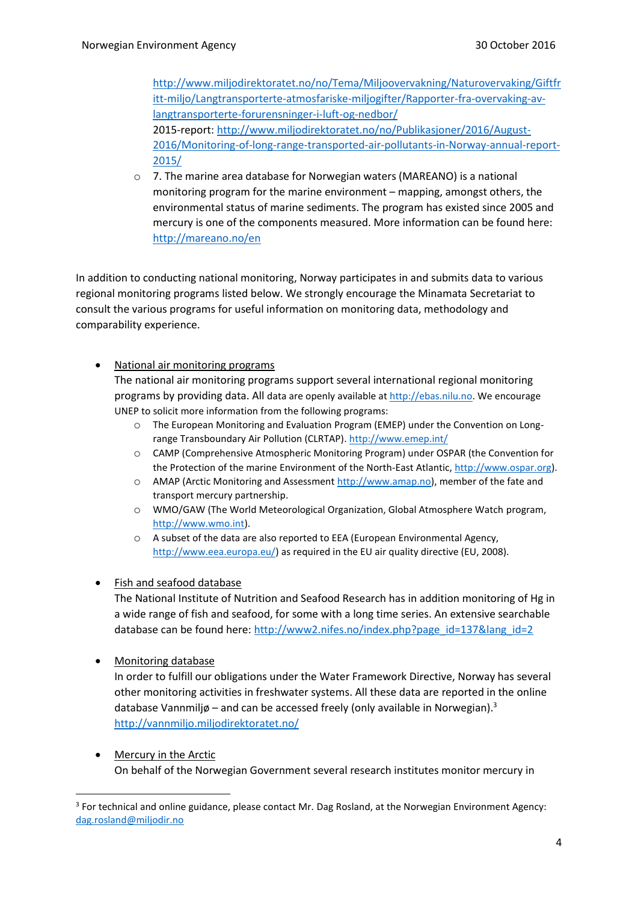http://www.miljodirektoratet.no/no/Tema/Miljoovervakning/Naturovervaking/Giftfritt-miljo/Langtransporterte-atmosfariske-miljogifter/Rapporter-fra-overvaking-av-langtransporterte-forurensninger-i-luft-og-nedbor/
2015-report: http://www.miljodirektoratet.no/no/Publikasjoner/2016/August-2016/Monitoring-of-long-range-transported-air-pollutants-in-Norway-annual-report-2015/

- 7. The marine area database for Norwegian waters (MAREANO) is a national monitoring program for the marine environment – mapping, amongst others, the environmental status of marine sediments. The program has existed since 2005 and mercury is one of the components measured. More information can be found here: http://mareano.no/en

In addition to conducting national monitoring, Norway participates in and submits data to various regional monitoring programs listed below. We strongly encourage the Minamata Secretariat to consult the various programs for useful information on monitoring data, methodology and comparability experience.

- National air monitoring programs
  The national air monitoring programs support several international regional monitoring programs by providing data. All data are openly available at http://ebas.nilu.no. We encourage UNEP to solicit more information from the following programs:
  - The European Monitoring and Evaluation Program (EMEP) under the Convention on Long-range Transboundary Air Pollution (CLRTAP). http://www.emep.int/
  - CAMP (Comprehensive Atmospheric Monitoring Program) under OSPAR (the Convention for the Protection of the marine Environment of the North-East Atlantic, http://www.ospar.org).
  - AMAP (Arctic Monitoring and Assessment http://www.amap.no), member of the fate and transport mercury partnership.
  - WMO/GAW (The World Meteorological Organization, Global Atmosphere Watch program, http://www.wmo.int).
  - A subset of the data are also reported to EEA (European Environmental Agency, http://www.eea.europa.eu/) as required in the EU air quality directive (EU, 2008).

- Fish and seafood database
  The National Institute of Nutrition and Seafood Research has in addition monitoring of Hg in a wide range of fish and seafood, for some with a long time series. An extensive searchable database can be found here: http://www2.nifes.no/index.php?page_id=137&lang_id=2

- Monitoring database
  In order to fulfill our obligations under the Water Framework Directive, Norway has several other monitoring activities in freshwater systems. All these data are reported in the online database Vannmiljø – and can be accessed freely (only available in Norwegian).[3]
  http://vannmiljo.miljodirektoratet.no/

- Mercury in the Arctic
  On behalf of the Norwegian Government several research institutes monitor mercury in

[3] For technical and online guidance, please contact Mr. Dag Rosland, at the Norwegian Environment Agency: dag.rosland@miljodir.no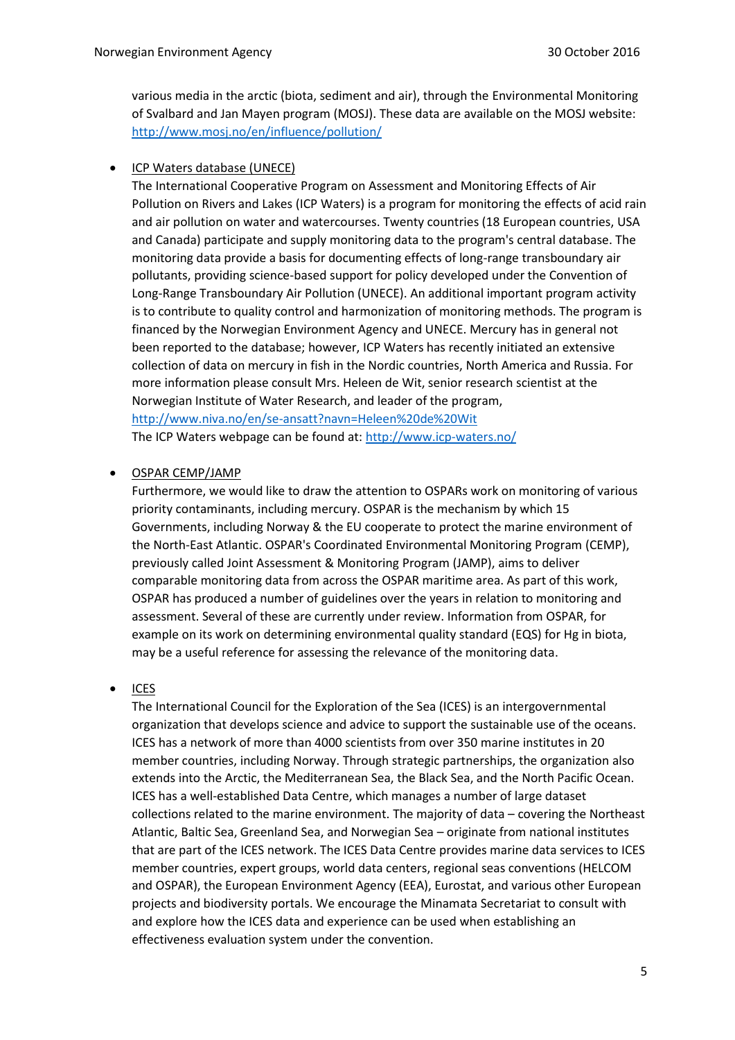various media in the arctic (biota, sediment and air), through the Environmental Monitoring of Svalbard and Jan Mayen program (MOSJ). These data are available on the MOSJ website: http://www.mosj.no/en/influence/pollution/

- ICP Waters database (UNECE)
  The International Cooperative Program on Assessment and Monitoring Effects of Air Pollution on Rivers and Lakes (ICP Waters) is a program for monitoring the effects of acid rain and air pollution on water and watercourses. Twenty countries (18 European countries, USA and Canada) participate and supply monitoring data to the program's central database. The monitoring data provide a basis for documenting effects of long-range transboundary air pollutants, providing science-based support for policy developed under the Convention of Long-Range Transboundary Air Pollution (UNECE). An additional important program activity is to contribute to quality control and harmonization of monitoring methods. The program is financed by the Norwegian Environment Agency and UNECE. Mercury has in general not been reported to the database; however, ICP Waters has recently initiated an extensive collection of data on mercury in fish in the Nordic countries, North America and Russia. For more information please consult Mrs. Heleen de Wit, senior research scientist at the Norwegian Institute of Water Research, and leader of the program, http://www.niva.no/en/se-ansatt?navn=Heleen%20de%20Wit
  The ICP Waters webpage can be found at: http://www.icp-waters.no/

- OSPAR CEMP/JAMP
  Furthermore, we would like to draw the attention to OSPARs work on monitoring of various priority contaminants, including mercury. OSPAR is the mechanism by which 15 Governments, including Norway & the EU cooperate to protect the marine environment of the North-East Atlantic. OSPAR's Coordinated Environmental Monitoring Program (CEMP), previously called Joint Assessment & Monitoring Program (JAMP), aims to deliver comparable monitoring data from across the OSPAR maritime area. As part of this work, OSPAR has produced a number of guidelines over the years in relation to monitoring and assessment. Several of these are currently under review. Information from OSPAR, for example on its work on determining environmental quality standard (EQS) for Hg in biota, may be a useful reference for assessing the relevance of the monitoring data.

- ICES
  The International Council for the Exploration of the Sea (ICES) is an intergovernmental organization that develops science and advice to support the sustainable use of the oceans. ICES has a network of more than 4000 scientists from over 350 marine institutes in 20 member countries, including Norway. Through strategic partnerships, the organization also extends into the Arctic, the Mediterranean Sea, the Black Sea, and the North Pacific Ocean. ICES has a well-established Data Centre, which manages a number of large dataset collections related to the marine environment. The majority of data – covering the Northeast Atlantic, Baltic Sea, Greenland Sea, and Norwegian Sea – originate from national institutes that are part of the ICES network. The ICES Data Centre provides marine data services to ICES member countries, expert groups, world data centers, regional seas conventions (HELCOM and OSPAR), the European Environment Agency (EEA), Eurostat, and various other European projects and biodiversity portals. We encourage the Minamata Secretariat to consult with and explore how the ICES data and experience can be used when establishing an effectiveness evaluation system under the convention.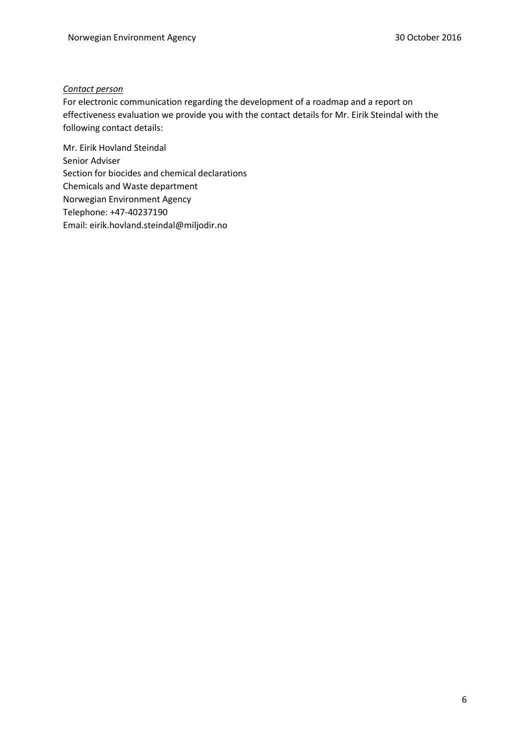*Contact person*

For electronic communication regarding the development of a roadmap and a report on effectiveness evaluation we provide you with the contact details for Mr. Eirik Steindal with the following contact details:

Mr. Eirik Hovland Steindal
Senior Adviser
Section for biocides and chemical declarations
Chemicals and Waste department
Norwegian Environment Agency
Telephone: +47-40237190
Email: eirik.hovland.steindal@miljodir.no